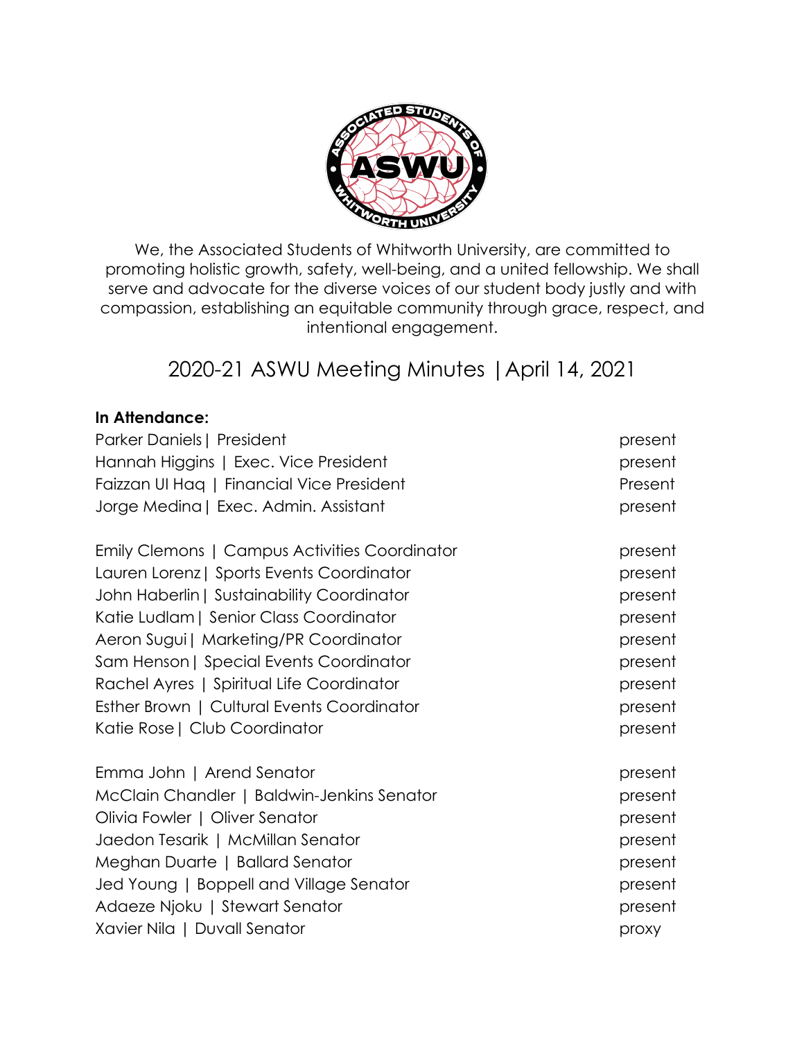We, the Associated Students of Whitworth University, are committed to promoting holistic growth, safety, well-being, and a united fellowship. We shall serve and advocate for the diverse voices of our student body justly and with compassion, establishing an equitable community through grace, respect, and intentional engagement.

# 2020-21 ASWU Meeting Minutes |April 14, 2021

**In Attendance:**

| | |
|---|---|
| Parker Daniels \| President | present |
| Hannah Higgins \| Exec. Vice President | present |
| Faizzan Ul Haq \| Financial Vice President | Present |
| Jorge Medina \| Exec. Admin. Assistant | present |
| | |
| Emily Clemons \| Campus Activities Coordinator | present |
| Lauren Lorenz \| Sports Events Coordinator | present |
| John Haberlin \| Sustainability Coordinator | present |
| Katie Ludlam \| Senior Class Coordinator | present |
| Aeron Sugui \| Marketing/PR Coordinator | present |
| Sam Henson \| Special Events Coordinator | present |
| Rachel Ayres \| Spiritual Life Coordinator | present |
| Esther Brown \| Cultural Events Coordinator | present |
| Katie Rose \| Club Coordinator | present |
| | |
| Emma John \| Arend Senator | present |
| McClain Chandler \| Baldwin-Jenkins Senator | present |
| Olivia Fowler \| Oliver Senator | present |
| Jaedon Tesarik \| McMillan Senator | present |
| Meghan Duarte \| Ballard Senator | present |
| Jed Young \| Boppell and Village Senator | present |
| Adaeze Njoku \| Stewart Senator | present |
| Xavier Nila \| Duvall Senator | proxy |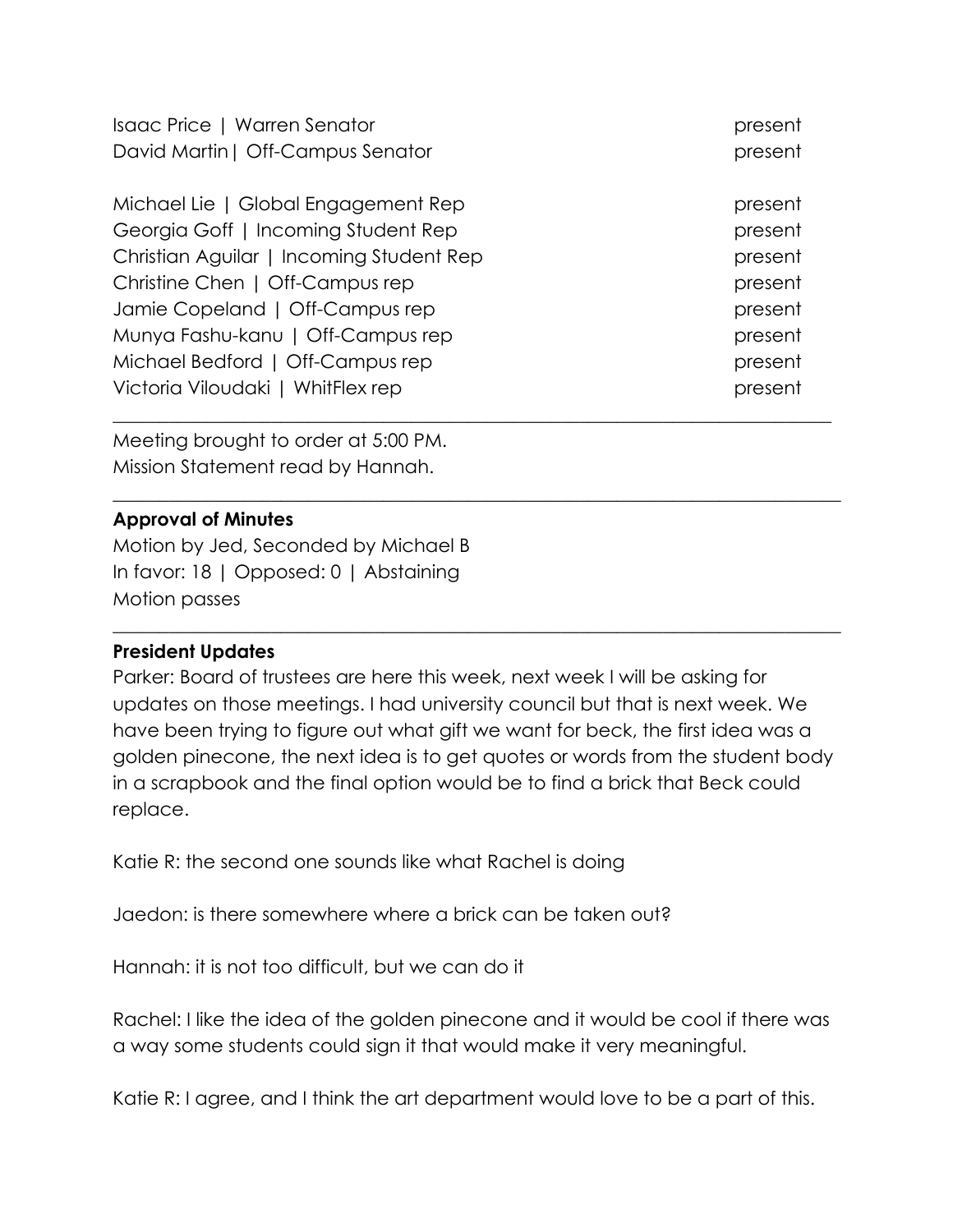| | |
|---|---|
| Isaac Price \| Warren Senator | present |
| David Martin\| Off-Campus Senator | present |
| | |
| Michael Lie \| Global Engagement Rep | present |
| Georgia Goff \| Incoming Student Rep | present |
| Christian Aguilar \| Incoming Student Rep | present |
| Christine Chen \| Off-Campus rep | present |
| Jamie Copeland \| Off-Campus rep | present |
| Munya Fashu-kanu \| Off-Campus rep | present |
| Michael Bedford \| Off-Campus rep | present |
| Victoria Viloudaki \| WhitFlex rep | present |

---

Meeting brought to order at 5:00 PM.
Mission Statement read by Hannah.

---

**Approval of Minutes**

Motion by Jed, Seconded by Michael B
In favor: 18 | Opposed: 0 | Abstaining
Motion passes

---

**President Updates**

Parker: Board of trustees are here this week, next week I will be asking for updates on those meetings. I had university council but that is next week. We have been trying to figure out what gift we want for beck, the first idea was a golden pinecone, the next idea is to get quotes or words from the student body in a scrapbook and the final option would be to find a brick that Beck could replace.

Katie R: the second one sounds like what Rachel is doing

Jaedon: is there somewhere where a brick can be taken out?

Hannah: it is not too difficult, but we can do it

Rachel: I like the idea of the golden pinecone and it would be cool if there was a way some students could sign it that would make it very meaningful.

Katie R: I agree, and I think the art department would love to be a part of this.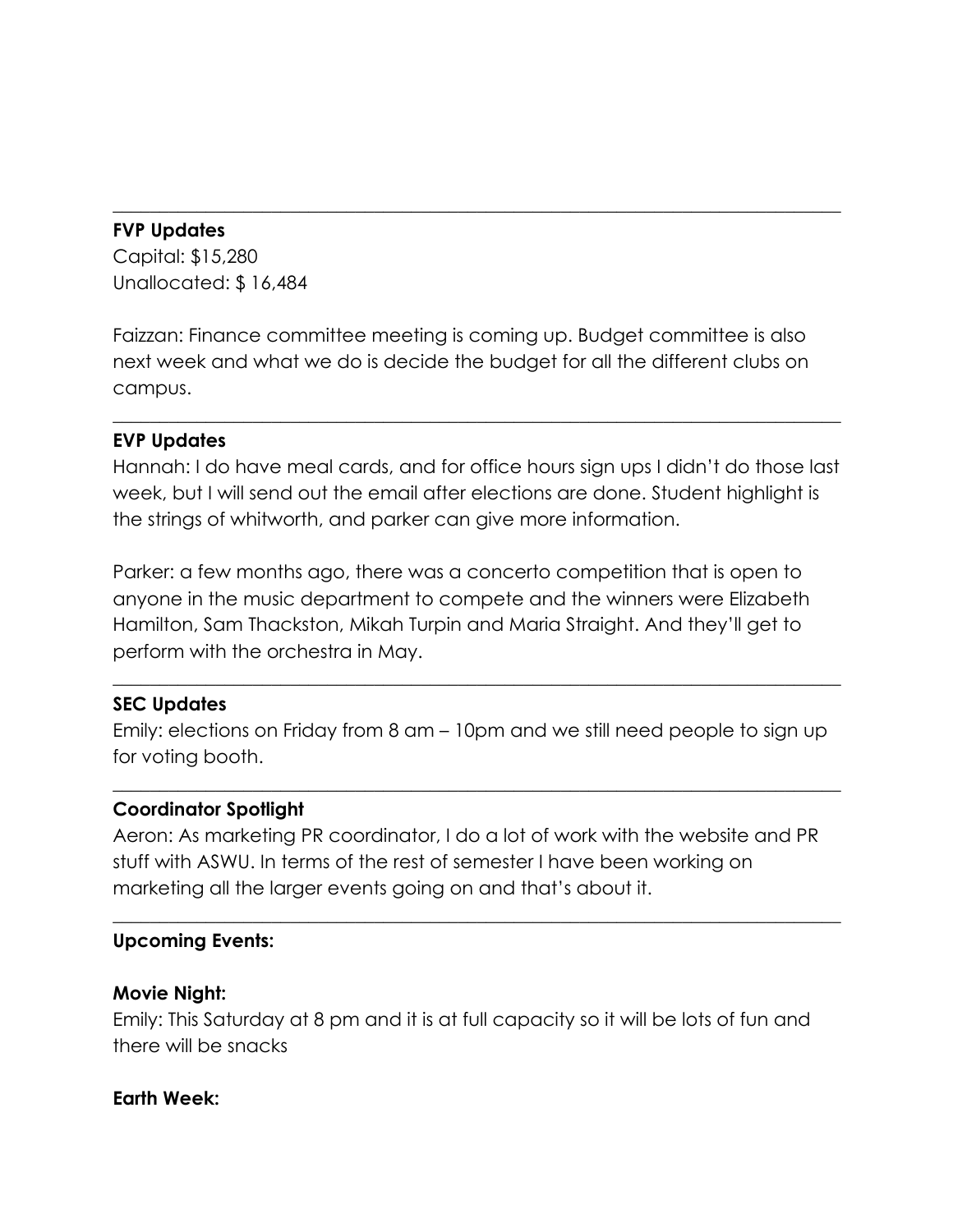---

**FVP Updates**
Capital: $15,280
Unallocated: $ 16,484

Faizzan: Finance committee meeting is coming up. Budget committee is also next week and what we do is decide the budget for all the different clubs on campus.

---

**EVP Updates**
Hannah: I do have meal cards, and for office hours sign ups I didn't do those last week, but I will send out the email after elections are done. Student highlight is the strings of whitworth, and parker can give more information.

Parker: a few months ago, there was a concerto competition that is open to anyone in the music department to compete and the winners were Elizabeth Hamilton, Sam Thackston, Mikah Turpin and Maria Straight. And they'll get to perform with the orchestra in May.

---

**SEC Updates**
Emily: elections on Friday from 8 am – 10pm and we still need people to sign up for voting booth.

---

**Coordinator Spotlight**
Aeron: As marketing PR coordinator, I do a lot of work with the website and PR stuff with ASWU. In terms of the rest of semester I have been working on marketing all the larger events going on and that's about it.

---

**Upcoming Events:**

**Movie Night:**
Emily: This Saturday at 8 pm and it is at full capacity so it will be lots of fun and there will be snacks

**Earth Week:**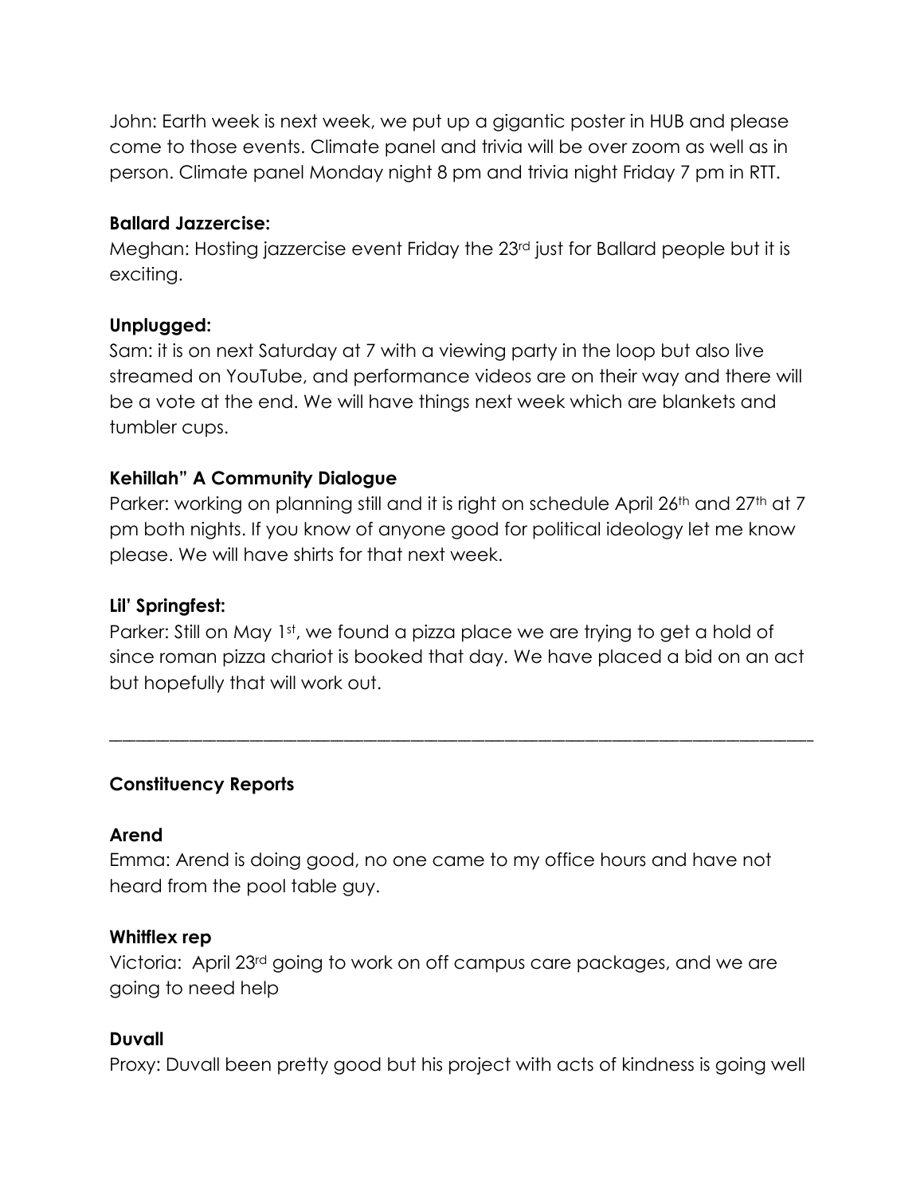John: Earth week is next week, we put up a gigantic poster in HUB and please come to those events. Climate panel and trivia will be over zoom as well as in person. Climate panel Monday night 8 pm and trivia night Friday 7 pm in RTT.

**Ballard Jazzercise:**

Meghan: Hosting jazzercise event Friday the 23rd just for Ballard people but it is exciting.

**Unplugged:**

Sam: it is on next Saturday at 7 with a viewing party in the loop but also live streamed on YouTube, and performance videos are on their way and there will be a vote at the end. We will have things next week which are blankets and tumbler cups.

**Kehillah" A Community Dialogue**

Parker: working on planning still and it is right on schedule April 26th and 27th at 7 pm both nights. If you know of anyone good for political ideology let me know please. We will have shirts for that next week.

**Lil' Springfest:**

Parker: Still on May 1st, we found a pizza place we are trying to get a hold of since roman pizza chariot is booked that day. We have placed a bid on an act but hopefully that will work out.

---

**Constituency Reports**

**Arend**

Emma: Arend is doing good, no one came to my office hours and have not heard from the pool table guy.

**Whitflex rep**

Victoria: April 23rd going to work on off campus care packages, and we are going to need help

**Duvall**

Proxy: Duvall been pretty good but his project with acts of kindness is going well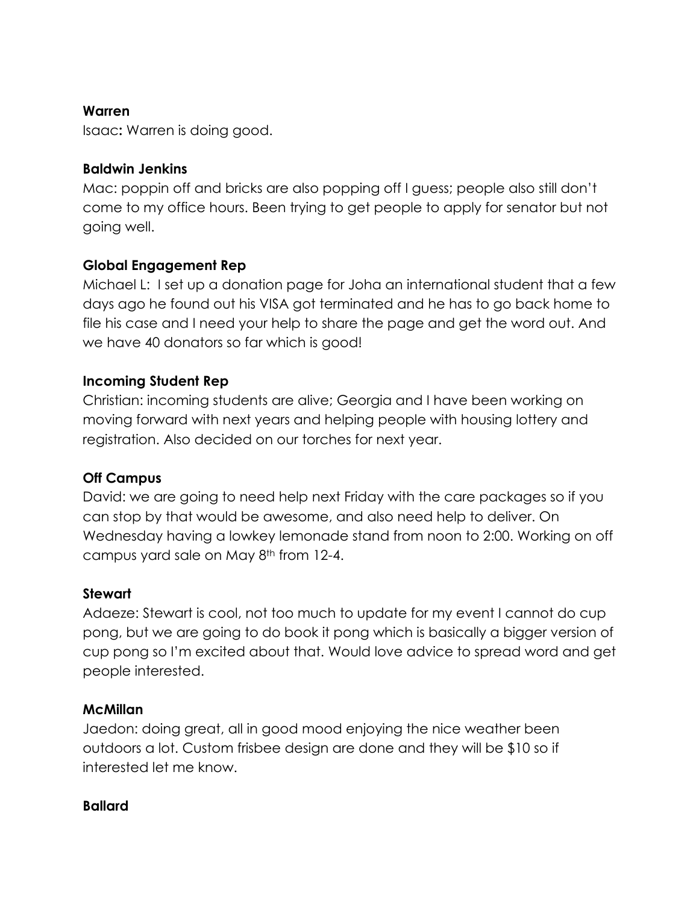**Warren**

Isaac**:** Warren is doing good.

**Baldwin Jenkins**

Mac: poppin off and bricks are also popping off I guess; people also still don't come to my office hours. Been trying to get people to apply for senator but not going well.

**Global Engagement Rep**

Michael L: I set up a donation page for Joha an international student that a few days ago he found out his VISA got terminated and he has to go back home to file his case and I need your help to share the page and get the word out. And we have 40 donators so far which is good!

**Incoming Student Rep**

Christian: incoming students are alive; Georgia and I have been working on moving forward with next years and helping people with housing lottery and registration. Also decided on our torches for next year.

**Off Campus**

David: we are going to need help next Friday with the care packages so if you can stop by that would be awesome, and also need help to deliver. On Wednesday having a lowkey lemonade stand from noon to 2:00. Working on off campus yard sale on May 8th from 12-4.

**Stewart**

Adaeze: Stewart is cool, not too much to update for my event I cannot do cup pong, but we are going to do book it pong which is basically a bigger version of cup pong so I'm excited about that. Would love advice to spread word and get people interested.

**McMillan**

Jaedon: doing great, all in good mood enjoying the nice weather been outdoors a lot. Custom frisbee design are done and they will be $10 so if interested let me know.

**Ballard**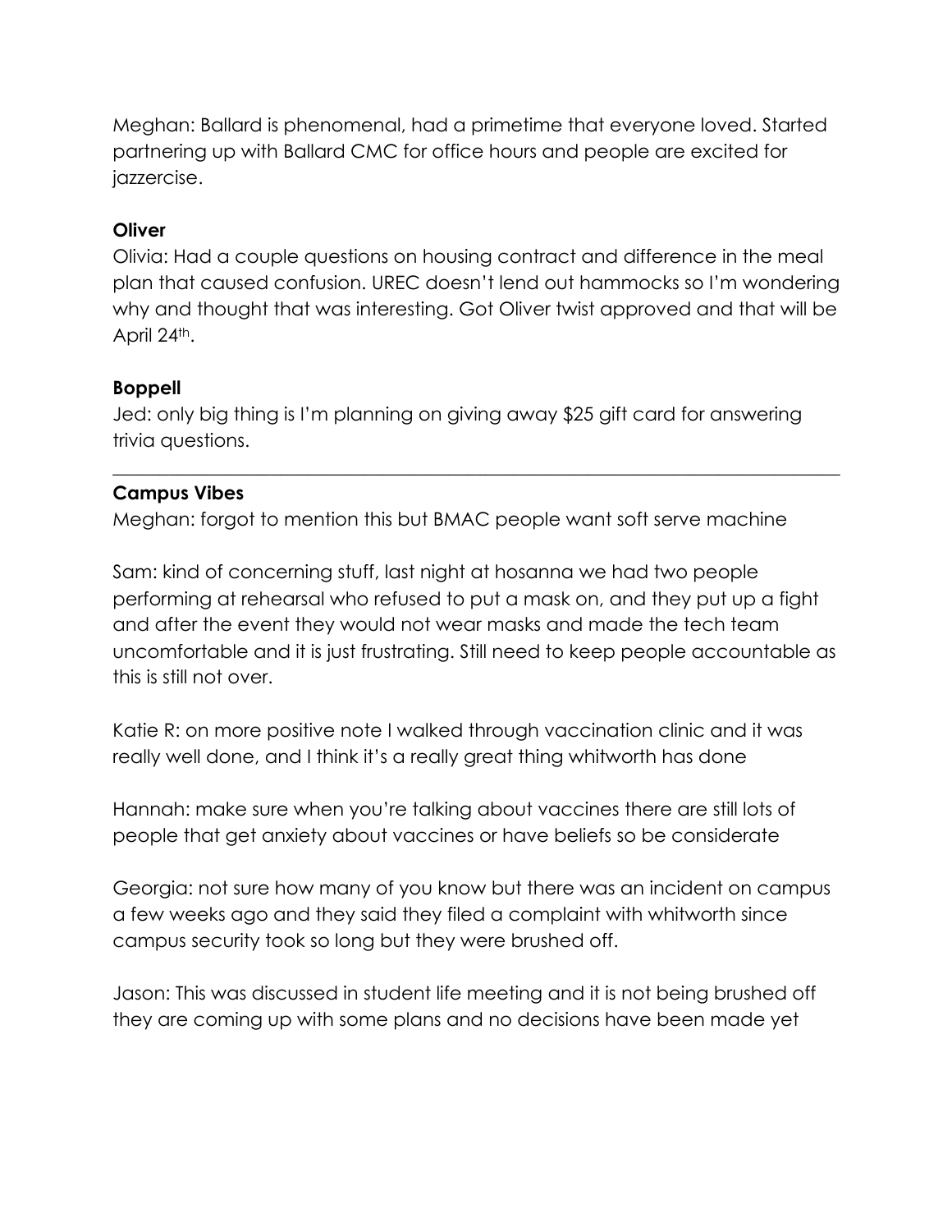Meghan: Ballard is phenomenal, had a primetime that everyone loved. Started partnering up with Ballard CMC for office hours and people are excited for jazzercise.

**Oliver**

Olivia: Had a couple questions on housing contract and difference in the meal plan that caused confusion. UREC doesn't lend out hammocks so I'm wondering why and thought that was interesting. Got Oliver twist approved and that will be April 24th.

**Boppell**

Jed: only big thing is I'm planning on giving away $25 gift card for answering trivia questions.

---

**Campus Vibes**

Meghan: forgot to mention this but BMAC people want soft serve machine

Sam: kind of concerning stuff, last night at hosanna we had two people performing at rehearsal who refused to put a mask on, and they put up a fight and after the event they would not wear masks and made the tech team uncomfortable and it is just frustrating. Still need to keep people accountable as this is still not over.

Katie R: on more positive note I walked through vaccination clinic and it was really well done, and I think it's a really great thing whitworth has done

Hannah: make sure when you're talking about vaccines there are still lots of people that get anxiety about vaccines or have beliefs so be considerate

Georgia: not sure how many of you know but there was an incident on campus a few weeks ago and they said they filed a complaint with whitworth since campus security took so long but they were brushed off.

Jason: This was discussed in student life meeting and it is not being brushed off they are coming up with some plans and no decisions have been made yet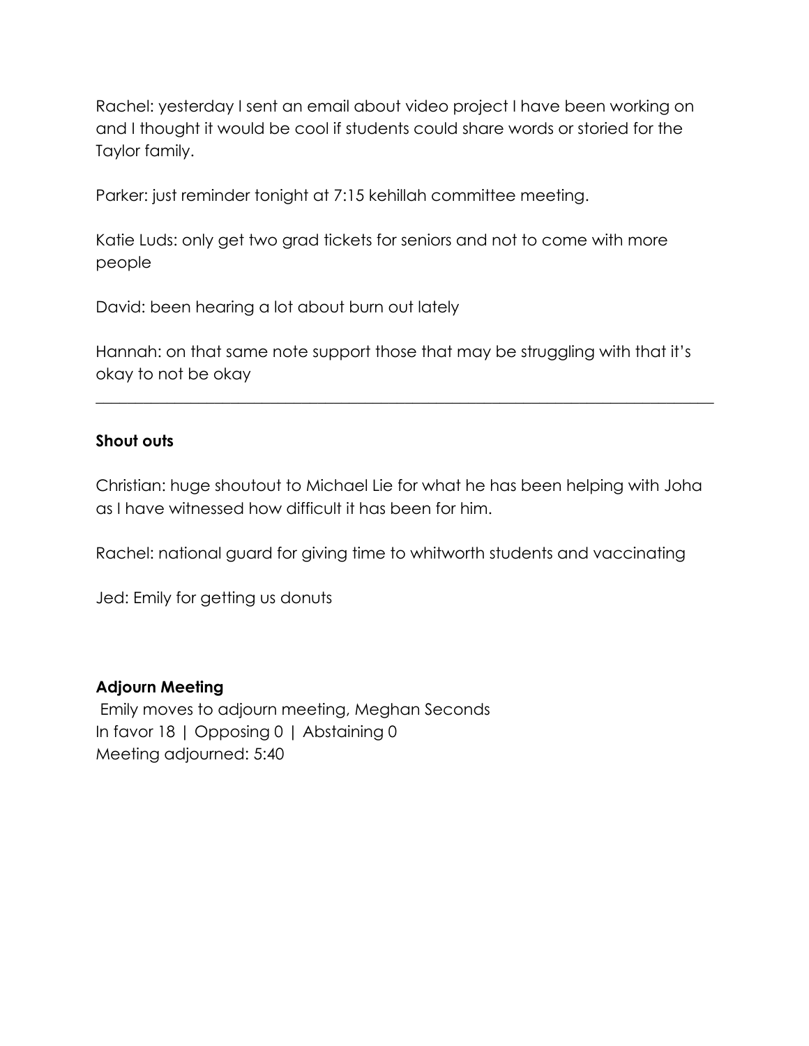Rachel: yesterday I sent an email about video project I have been working on and I thought it would be cool if students could share words or storied for the Taylor family.

Parker: just reminder tonight at 7:15 kehillah committee meeting.

Katie Luds: only get two grad tickets for seniors and not to come with more people

David: been hearing a lot about burn out lately

Hannah: on that same note support those that may be struggling with that it's okay to not be okay

---

**Shout outs**

Christian: huge shoutout to Michael Lie for what he has been helping with Joha as I have witnessed how difficult it has been for him.

Rachel: national guard for giving time to whitworth students and vaccinating

Jed: Emily for getting us donuts

**Adjourn Meeting**

Emily moves to adjourn meeting, Meghan Seconds
In favor 18 | Opposing 0 | Abstaining 0
Meeting adjourned: 5:40